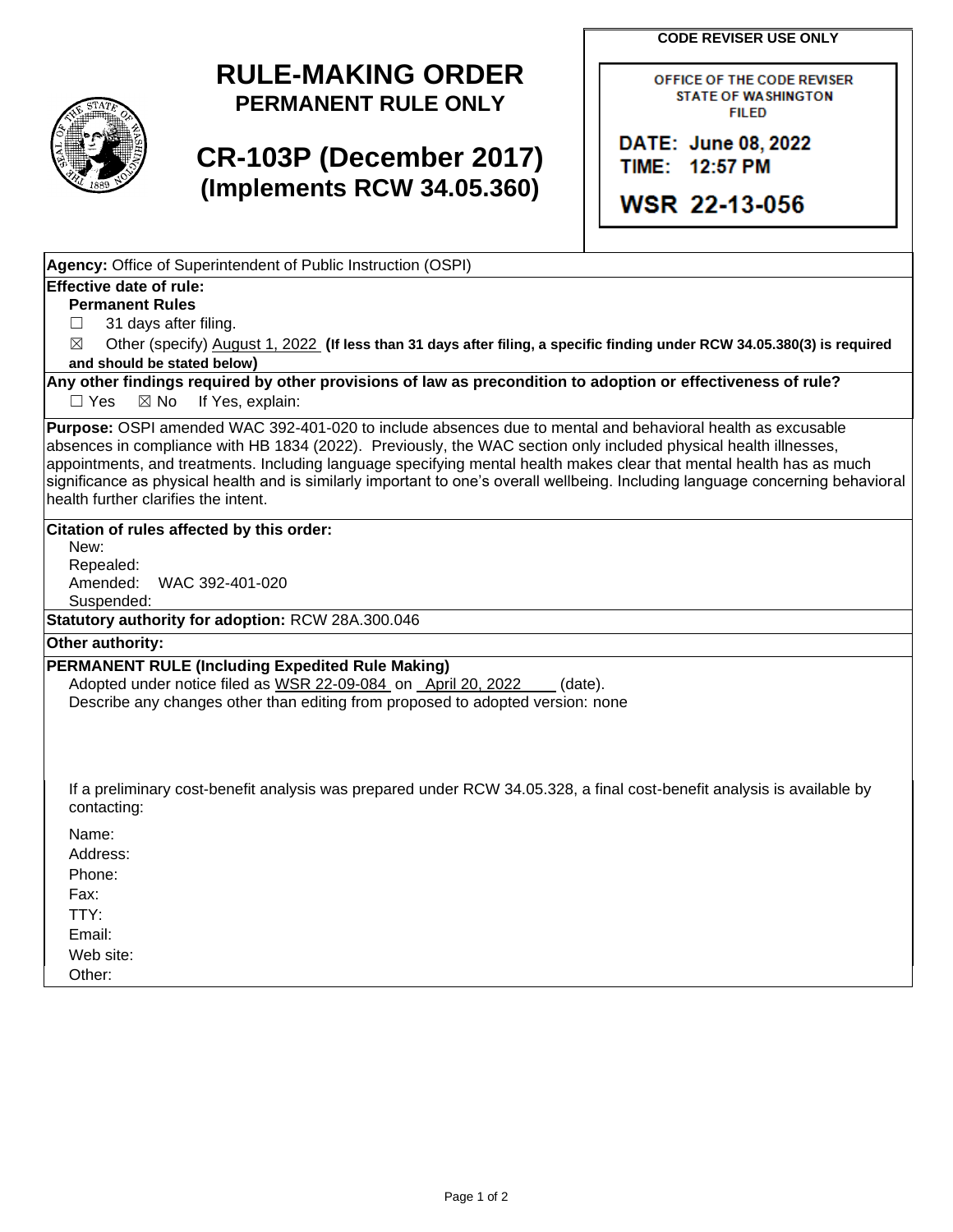# RULE-MAKING ORDER

## PERMANENT RULE ONLY

## CR-103P (December 2017)

## (Implements RCW 34.05.360)

**CODE REVISER USE ONLY**

OFFICE OF THE CODE REVISER
STATE OF WASHINGTON
FILED

DATE: June 08, 2022
TIME: 12:57 PM

WSR 22-13-056

**Agency:** Office of Superintendent of Public Instruction (OSPI)

**Effective date of rule:**

**Permanent Rules**

☐ 31 days after filing.

☒ Other (specify) August 1, 2022 **(If less than 31 days after filing, a specific finding under RCW 34.05.380(3) is required and should be stated below)**

**Any other findings required by other provisions of law as precondition to adoption or effectiveness of rule?**

☐ Yes ☒ No If Yes, explain:

**Purpose:** OSPI amended WAC 392-401-020 to include absences due to mental and behavioral health as excusable absences in compliance with HB 1834 (2022). Previously, the WAC section only included physical health illnesses, appointments, and treatments. Including language specifying mental health makes clear that mental health has as much significance as physical health and is similarly important to one's overall wellbeing. Including language concerning behavioral health further clarifies the intent.

**Citation of rules affected by this order:**

New:
Repealed:
Amended: WAC 392-401-020
Suspended:

**Statutory authority for adoption:** RCW 28A.300.046

**Other authority:**

**PERMANENT RULE (Including Expedited Rule Making)**

Adopted under notice filed as WSR 22-09-084 on April 20, 2022 (date).
Describe any changes other than editing from proposed to adopted version: none

If a preliminary cost-benefit analysis was prepared under RCW 34.05.328, a final cost-benefit analysis is available by contacting:

Name:
Address:
Phone:
Fax:
TTY:
Email:
Web site:
Other: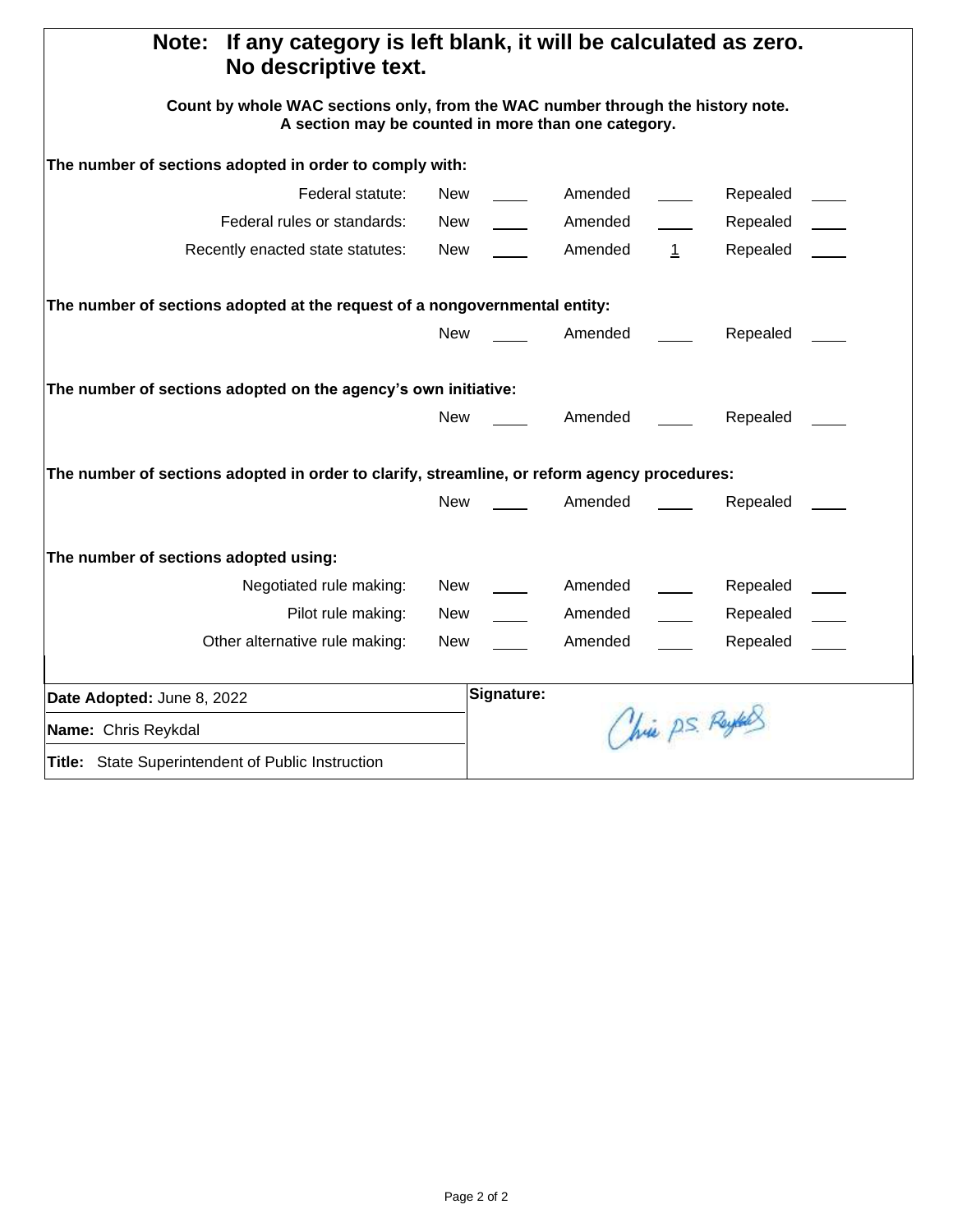**Note: If any category is left blank, it will be calculated as zero. No descriptive text.**

**Count by whole WAC sections only, from the WAC number through the history note. A section may be counted in more than one category.**

**The number of sections adopted in order to comply with:**

| | | | | | | |
|---|---|---|---|---|---|---|
| Federal statute: | New | | Amended | | Repealed | |
| Federal rules or standards: | New | | Amended | | Repealed | |
| Recently enacted state statutes: | New | | Amended | 1 | Repealed | |

**The number of sections adopted at the request of a nongovernmental entity:**

| | | | | | |
|---|---|---|---|---|---|
| New | | Amended | | Repealed | |

**The number of sections adopted on the agency's own initiative:**

| | | | | | |
|---|---|---|---|---|---|
| New | | Amended | | Repealed | |

**The number of sections adopted in order to clarify, streamline, or reform agency procedures:**

| | | | | | |
|---|---|---|---|---|---|
| New | | Amended | | Repealed | |

**The number of sections adopted using:**

| | | | | | | |
|---|---|---|---|---|---|---|
| Negotiated rule making: | New | | Amended | | Repealed | |
| Pilot rule making: | New | | Amended | | Repealed | |
| Other alternative rule making: | New | | Amended | | Repealed | |

| | |
|---|---|
| **Date Adopted:** June 8, 2022 | **Signature:** |
| **Name:** Chris Reykdal | Chris P.S. Reykdal |
| **Title:** State Superintendent of Public Instruction | |